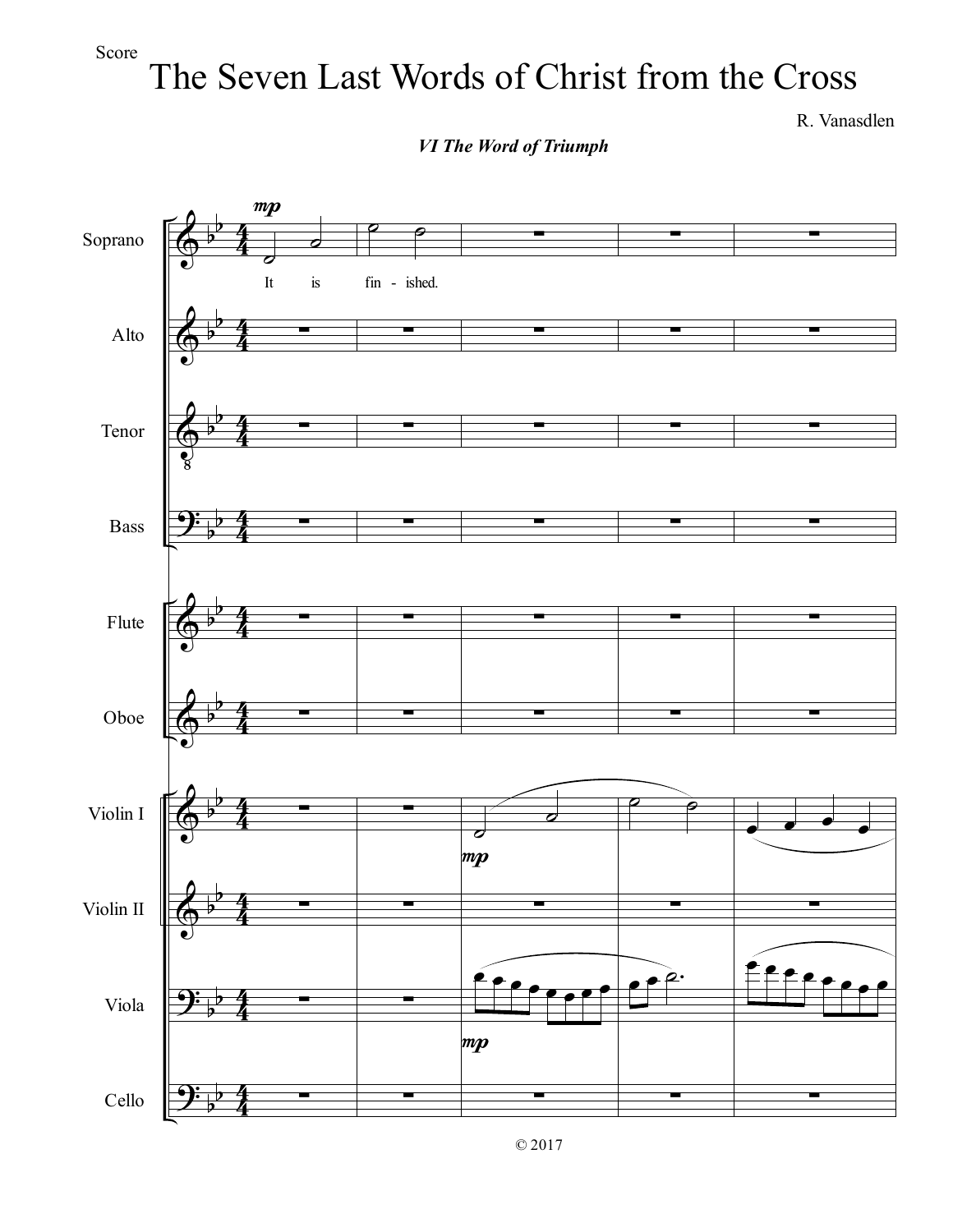Score

# The Seven Last Words of Christ from the Cross

R. Vanasdlen

***VI The Word of Triumph***

© 2017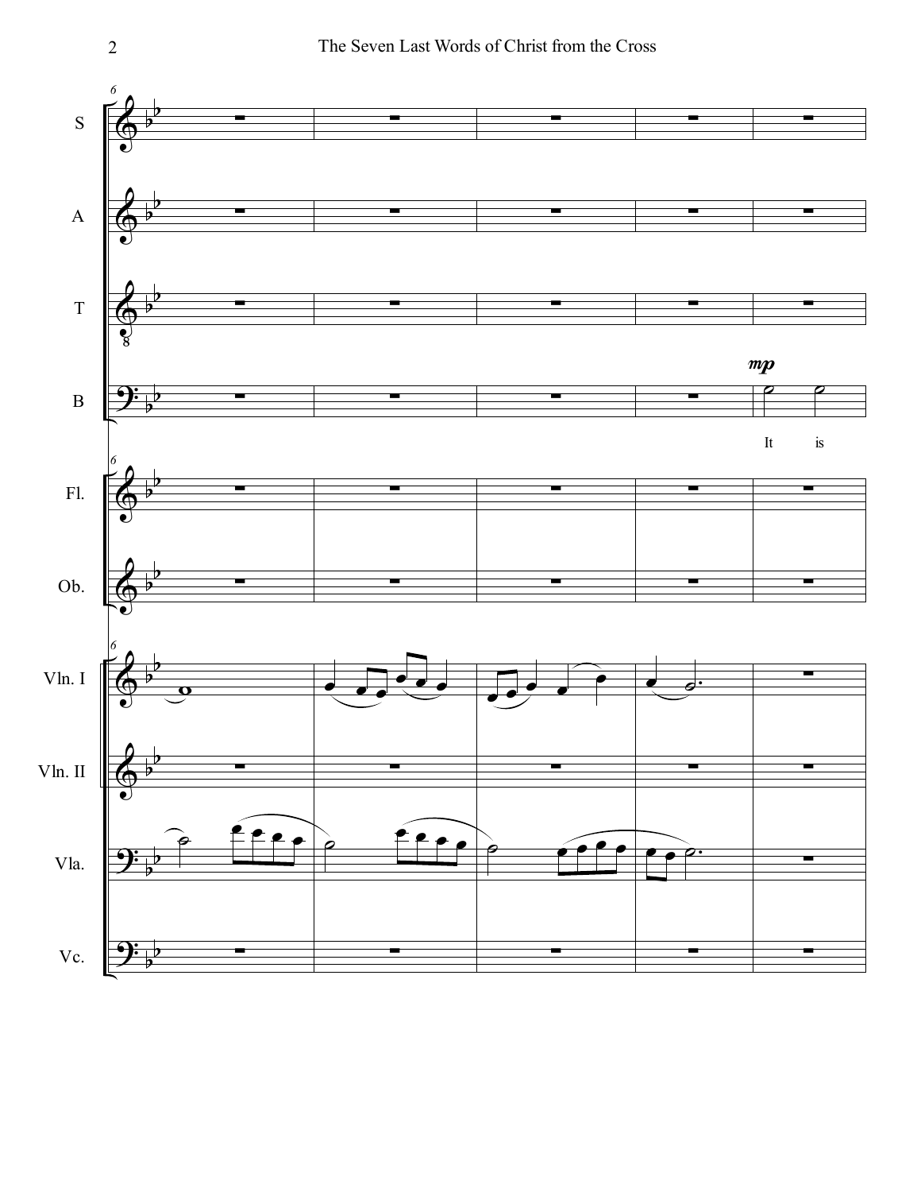S

A

T

B

*mp*

It is

Fl.

Ob.

Vln. I

Vln. II

Vla.

Vc.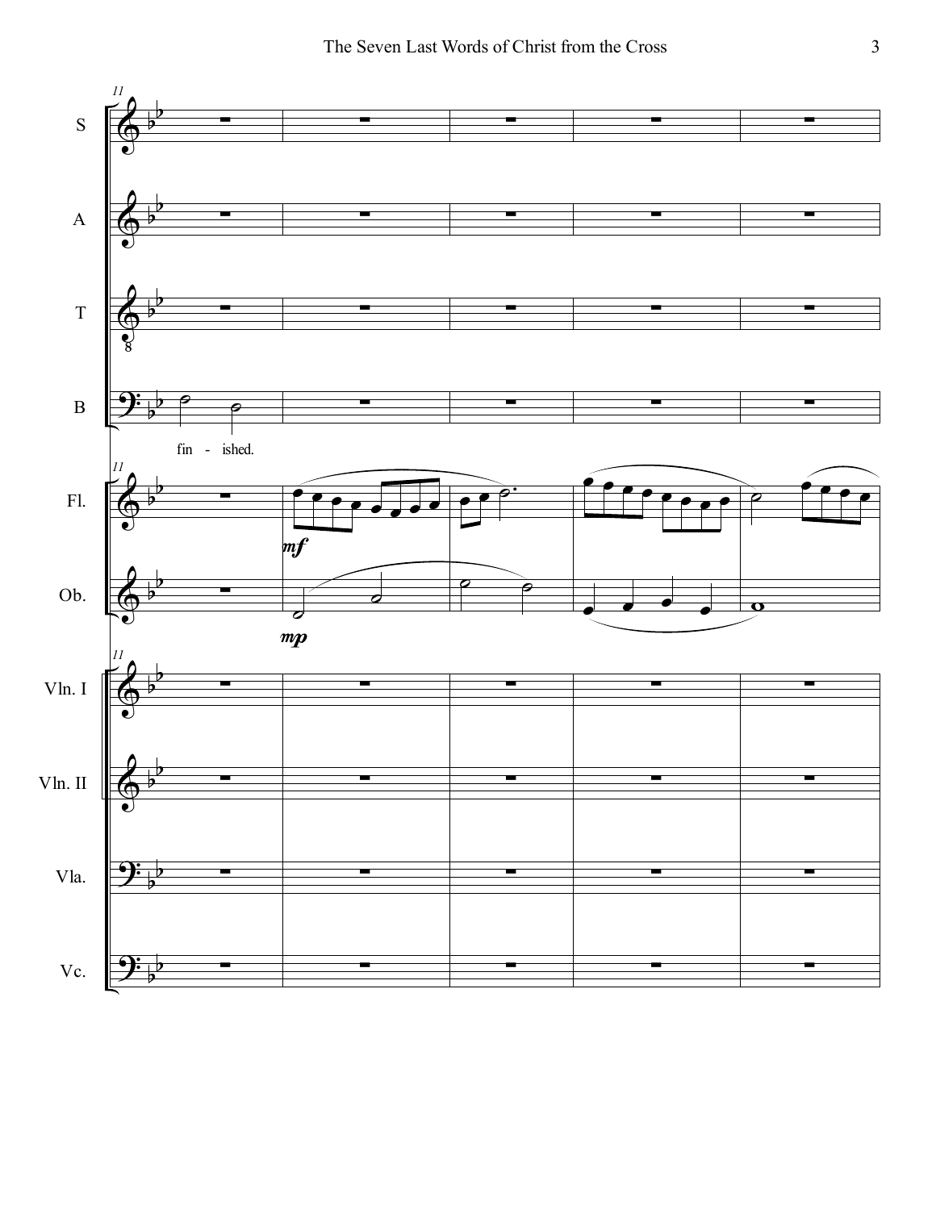fin - ished.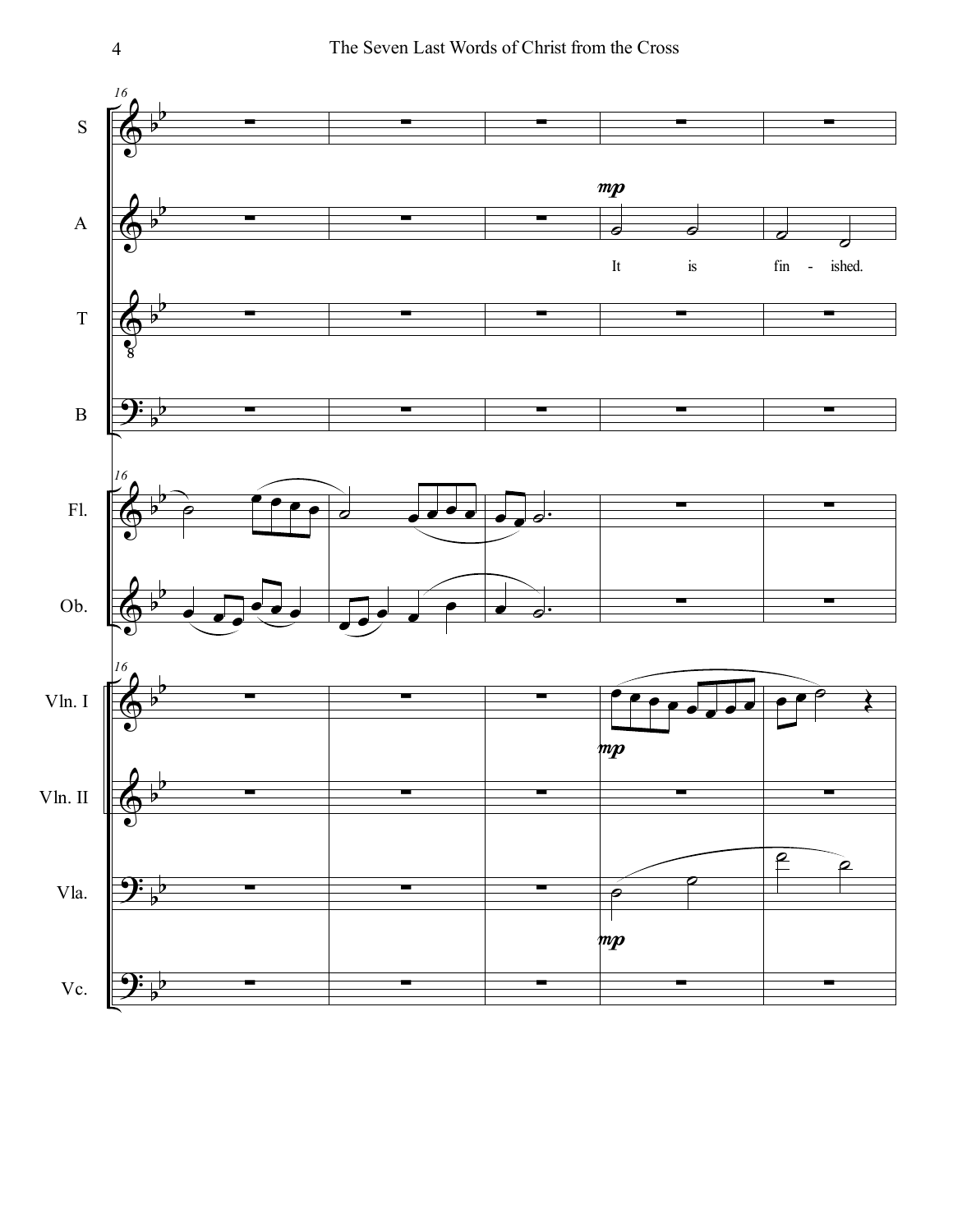S

A

It is fin - ished.

T

B

Fl.

Ob.

Vln. I

Vln. II

Vla.

Vc.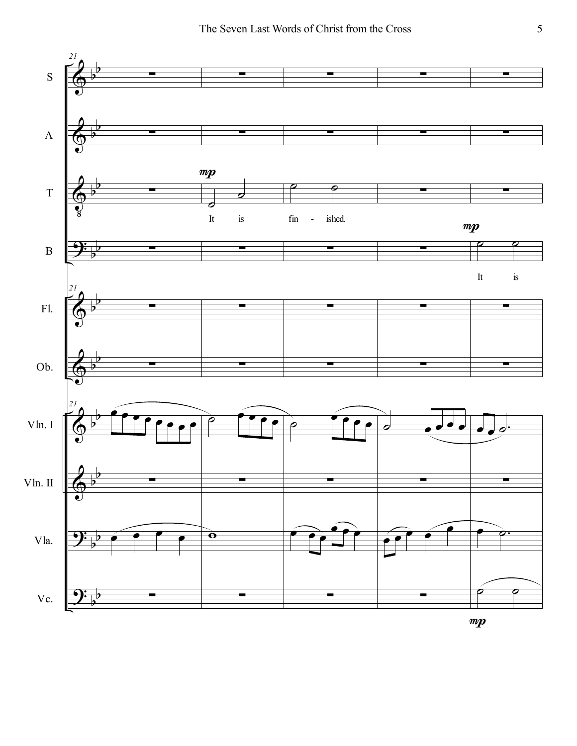S

A

T

It is fin - ished.

B

It is

Fl.

Ob.

Vln. I

Vln. II

Vla.

Vc.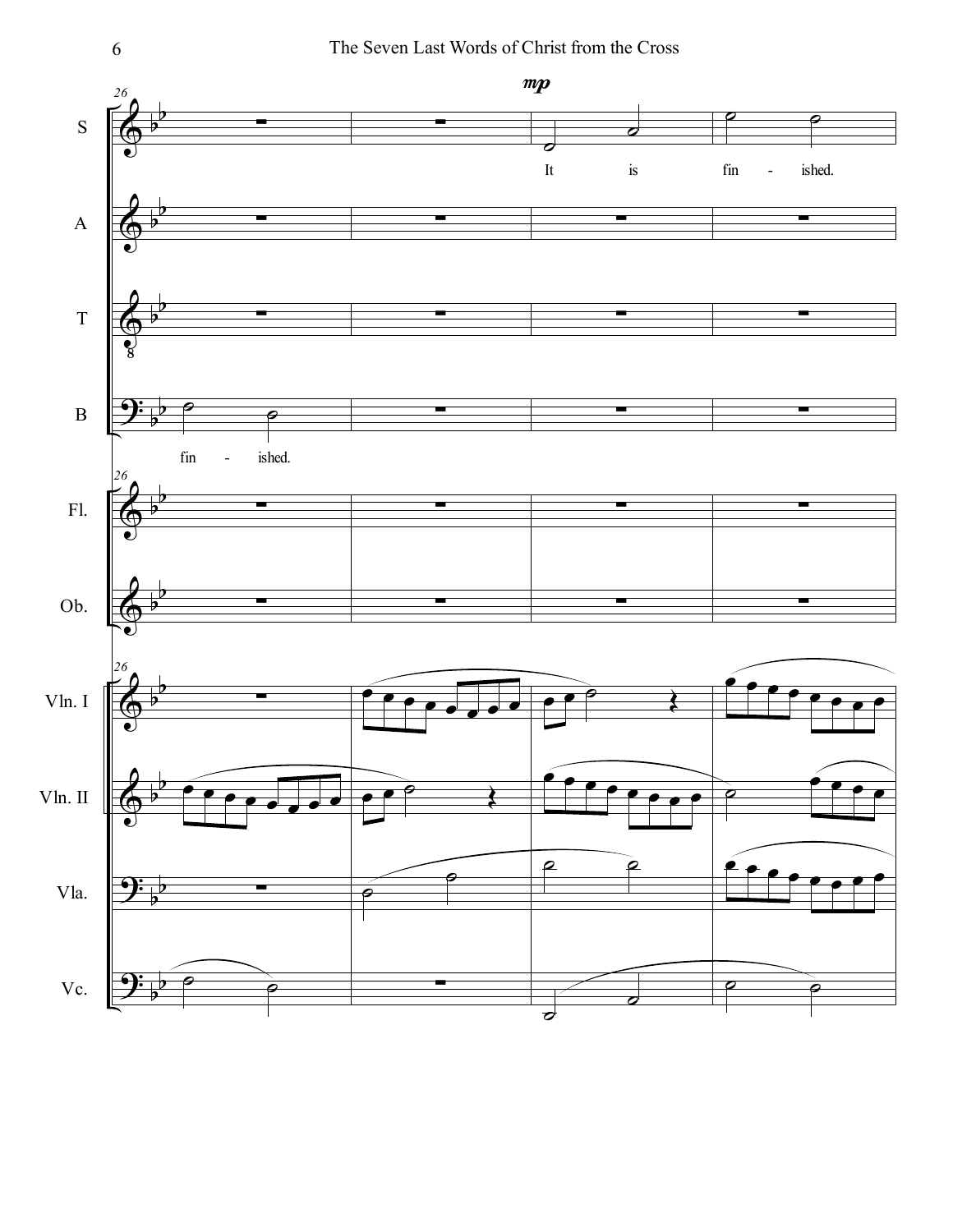S: It is fin - ished.

B: fin - ished.

S, A, T, B, Fl., Ob., Vln. I, Vln. II, Vla., Vc.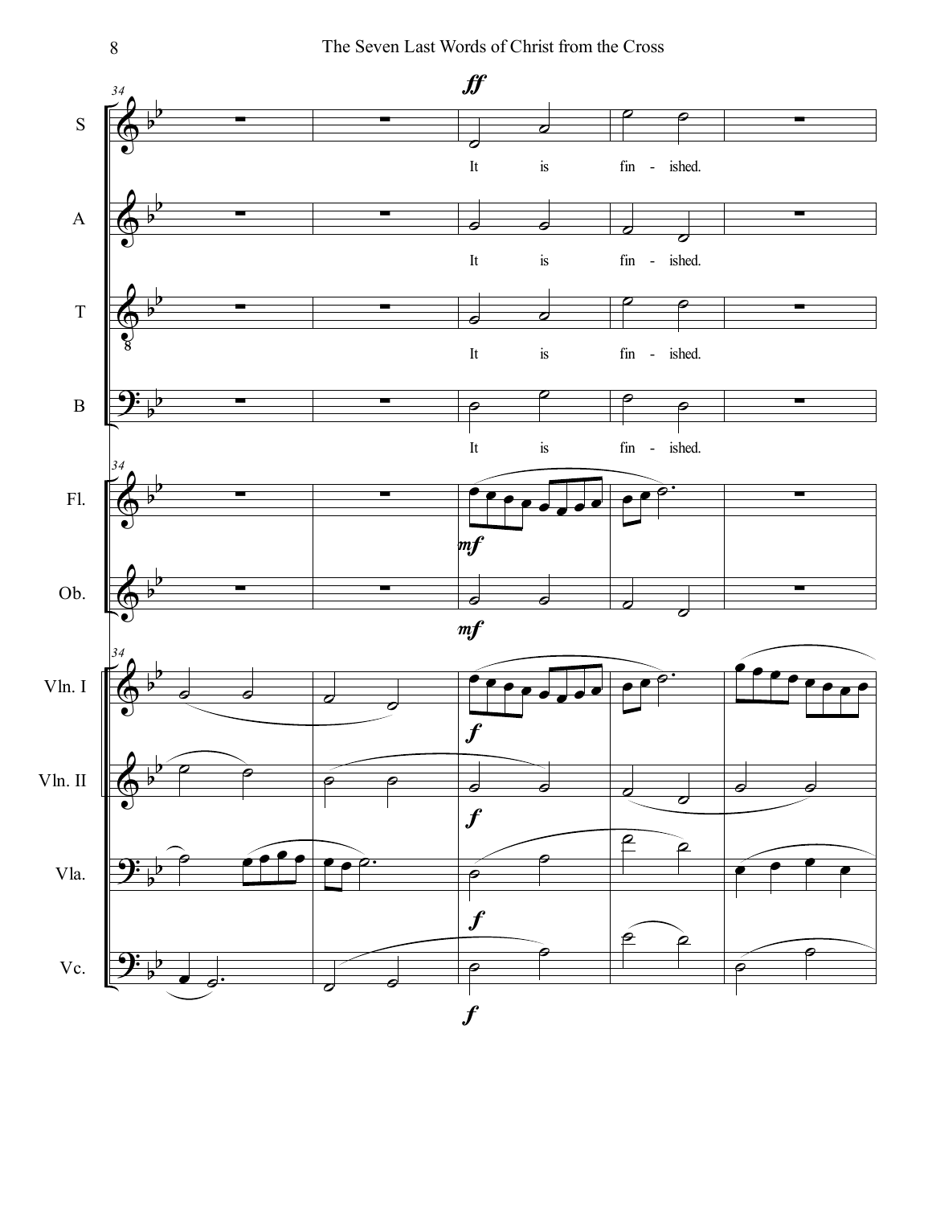It is fin - ished.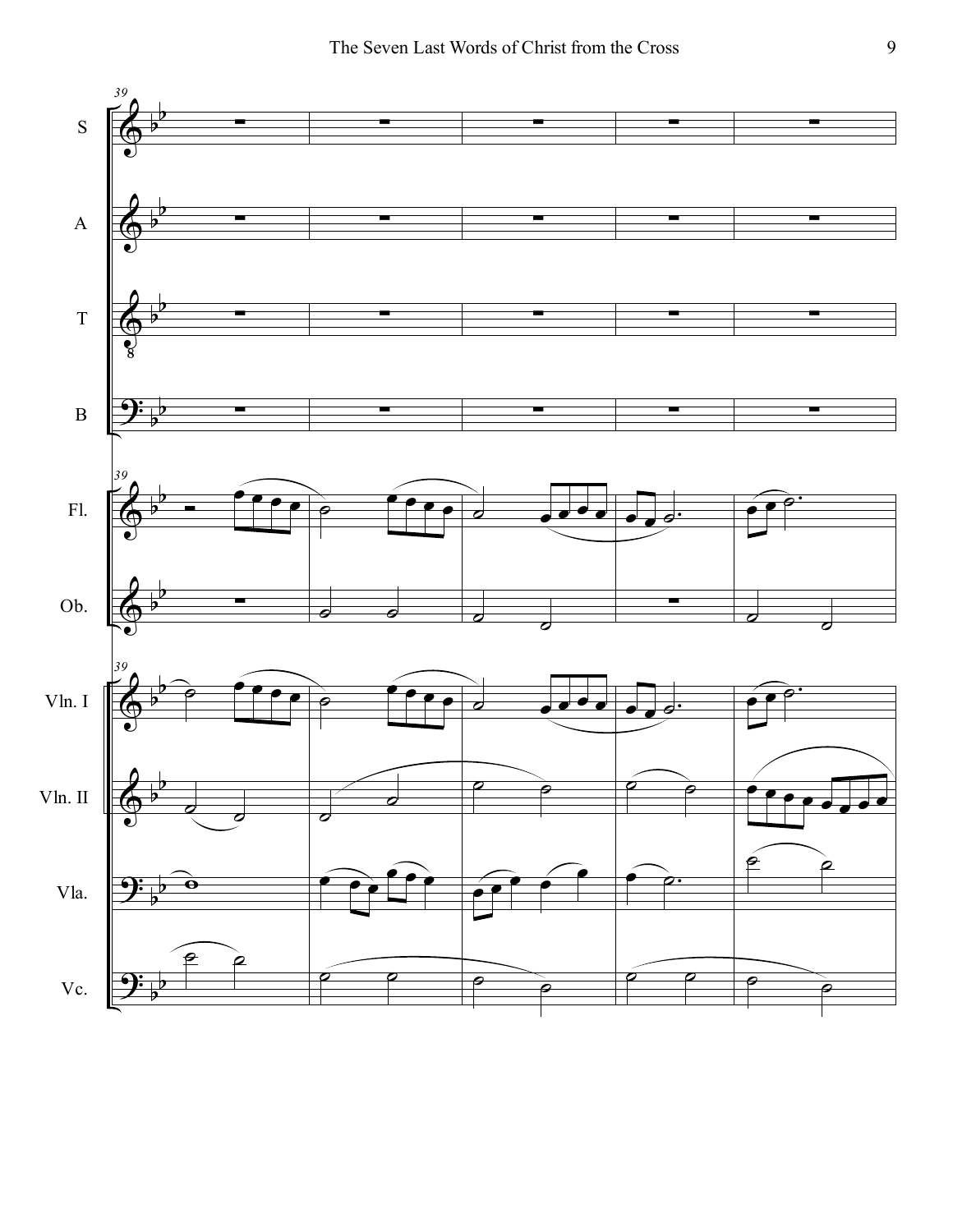39

S

A

T

B

Fl.

Ob.

Vln. I

Vln. II

Vla.

Vc.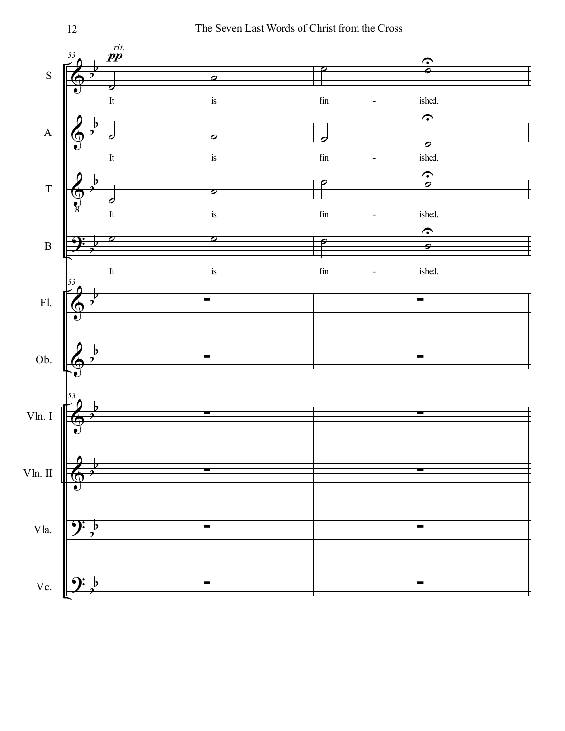53

*rit.*

**pp**

S — It is fin - ished.

A — It is fin - ished.

T — It is fin - ished.

B — It is fin - ished.

Fl.

Ob.

Vln. I

Vln. II

Vla.

Vc.